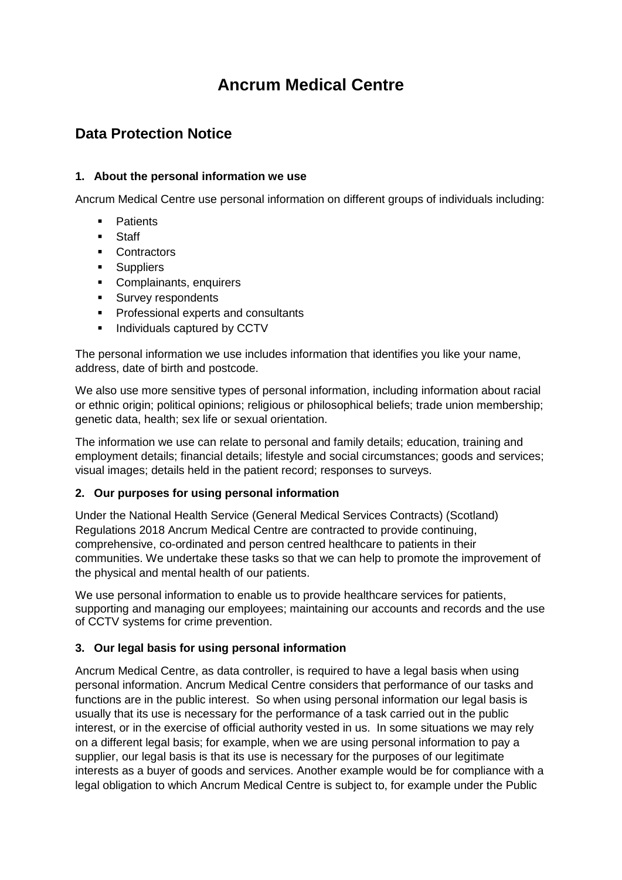# Ancrum Medical Centre

## Data Protection Notice

### 1. About the personal information we use

Ancrum Medical Centre use personal information on different groups of individuals including:

- Patients
- Staff
- Contractors
- Suppliers
- Complainants, enquirers
- Survey respondents
- Professional experts and consultants
- Individuals captured by CCTV

The personal information we use includes information that identifies you like your name, address, date of birth and postcode.

We also use more sensitive types of personal information, including information about racial or ethnic origin; political opinions; religious or philosophical beliefs; trade union membership; genetic data, health; sex life or sexual orientation.

The information we use can relate to personal and family details; education, training and employment details; financial details; lifestyle and social circumstances; goods and services; visual images; details held in the patient record; responses to surveys.

### 2. Our purposes for using personal information

Under the National Health Service (General Medical Services Contracts) (Scotland) Regulations 2018 Ancrum Medical Centre are contracted to provide continuing, comprehensive, co-ordinated and person centred healthcare to patients in their communities. We undertake these tasks so that we can help to promote the improvement of the physical and mental health of our patients.

We use personal information to enable us to provide healthcare services for patients, supporting and managing our employees; maintaining our accounts and records and the use of CCTV systems for crime prevention.

### 3. Our legal basis for using personal information

Ancrum Medical Centre, as data controller, is required to have a legal basis when using personal information. Ancrum Medical Centre considers that performance of our tasks and functions are in the public interest. So when using personal information our legal basis is usually that its use is necessary for the performance of a task carried out in the public interest, or in the exercise of official authority vested in us. In some situations we may rely on a different legal basis; for example, when we are using personal information to pay a supplier, our legal basis is that its use is necessary for the purposes of our legitimate interests as a buyer of goods and services. Another example would be for compliance with a legal obligation to which Ancrum Medical Centre is subject to, for example under the Public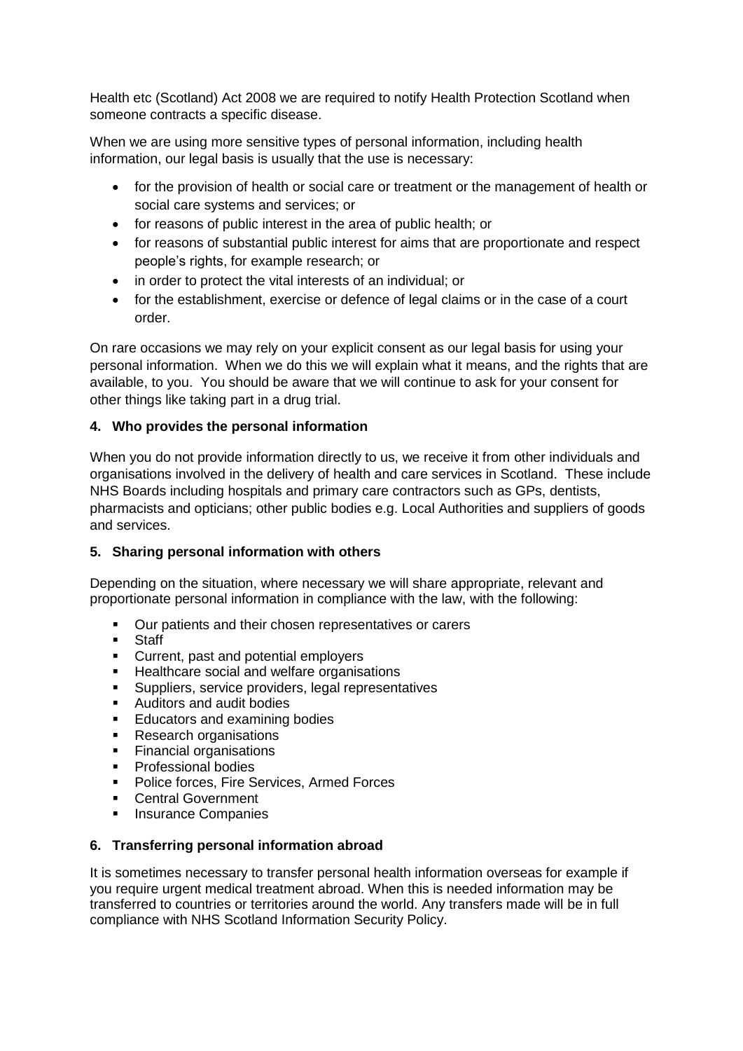Health etc (Scotland) Act 2008 we are required to notify Health Protection Scotland when someone contracts a specific disease.

When we are using more sensitive types of personal information, including health information, our legal basis is usually that the use is necessary:

- for the provision of health or social care or treatment or the management of health or social care systems and services; or
- for reasons of public interest in the area of public health; or
- for reasons of substantial public interest for aims that are proportionate and respect people's rights, for example research; or
- in order to protect the vital interests of an individual; or
- for the establishment, exercise or defence of legal claims or in the case of a court order.

On rare occasions we may rely on your explicit consent as our legal basis for using your personal information. When we do this we will explain what it means, and the rights that are available, to you. You should be aware that we will continue to ask for your consent for other things like taking part in a drug trial.

### 4. Who provides the personal information

When you do not provide information directly to us, we receive it from other individuals and organisations involved in the delivery of health and care services in Scotland. These include NHS Boards including hospitals and primary care contractors such as GPs, dentists, pharmacists and opticians; other public bodies e.g. Local Authorities and suppliers of goods and services.

### 5. Sharing personal information with others

Depending on the situation, where necessary we will share appropriate, relevant and proportionate personal information in compliance with the law, with the following:

- Our patients and their chosen representatives or carers
- Staff
- Current, past and potential employers
- Healthcare social and welfare organisations
- Suppliers, service providers, legal representatives
- Auditors and audit bodies
- Educators and examining bodies
- Research organisations
- Financial organisations
- Professional bodies
- Police forces, Fire Services, Armed Forces
- Central Government
- Insurance Companies

### 6. Transferring personal information abroad

It is sometimes necessary to transfer personal health information overseas for example if you require urgent medical treatment abroad. When this is needed information may be transferred to countries or territories around the world. Any transfers made will be in full compliance with NHS Scotland Information Security Policy.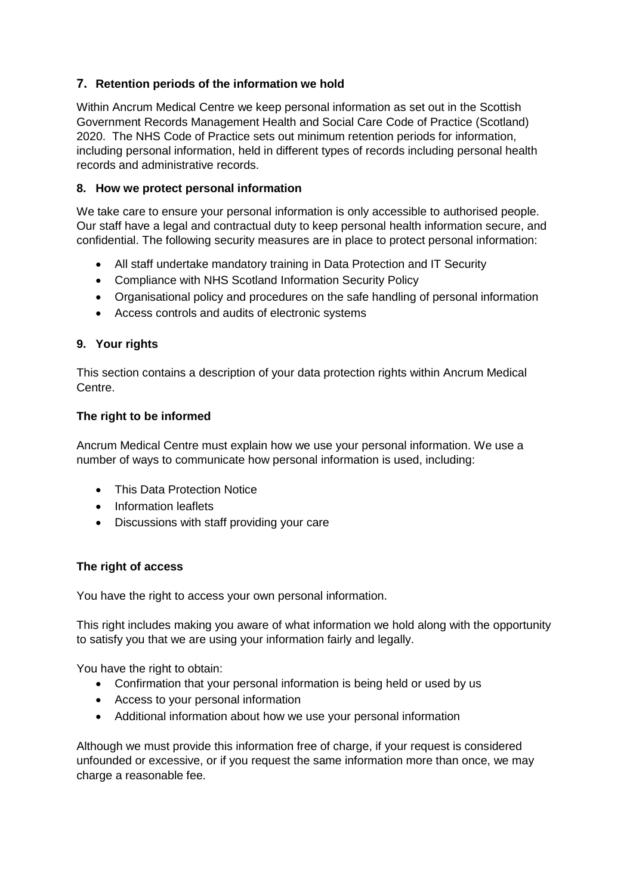## 7. Retention periods of the information we hold

Within Ancrum Medical Centre we keep personal information as set out in the Scottish Government Records Management Health and Social Care Code of Practice (Scotland) 2020. The NHS Code of Practice sets out minimum retention periods for information, including personal information, held in different types of records including personal health records and administrative records.

## 8. How we protect personal information

We take care to ensure your personal information is only accessible to authorised people. Our staff have a legal and contractual duty to keep personal health information secure, and confidential. The following security measures are in place to protect personal information:

- All staff undertake mandatory training in Data Protection and IT Security
- Compliance with NHS Scotland Information Security Policy
- Organisational policy and procedures on the safe handling of personal information
- Access controls and audits of electronic systems

## 9. Your rights

This section contains a description of your data protection rights within Ancrum Medical Centre.

### The right to be informed

Ancrum Medical Centre must explain how we use your personal information. We use a number of ways to communicate how personal information is used, including:

- This Data Protection Notice
- Information leaflets
- Discussions with staff providing your care

### The right of access

You have the right to access your own personal information.

This right includes making you aware of what information we hold along with the opportunity to satisfy you that we are using your information fairly and legally.

You have the right to obtain:

- Confirmation that your personal information is being held or used by us
- Access to your personal information
- Additional information about how we use your personal information

Although we must provide this information free of charge, if your request is considered unfounded or excessive, or if you request the same information more than once, we may charge a reasonable fee.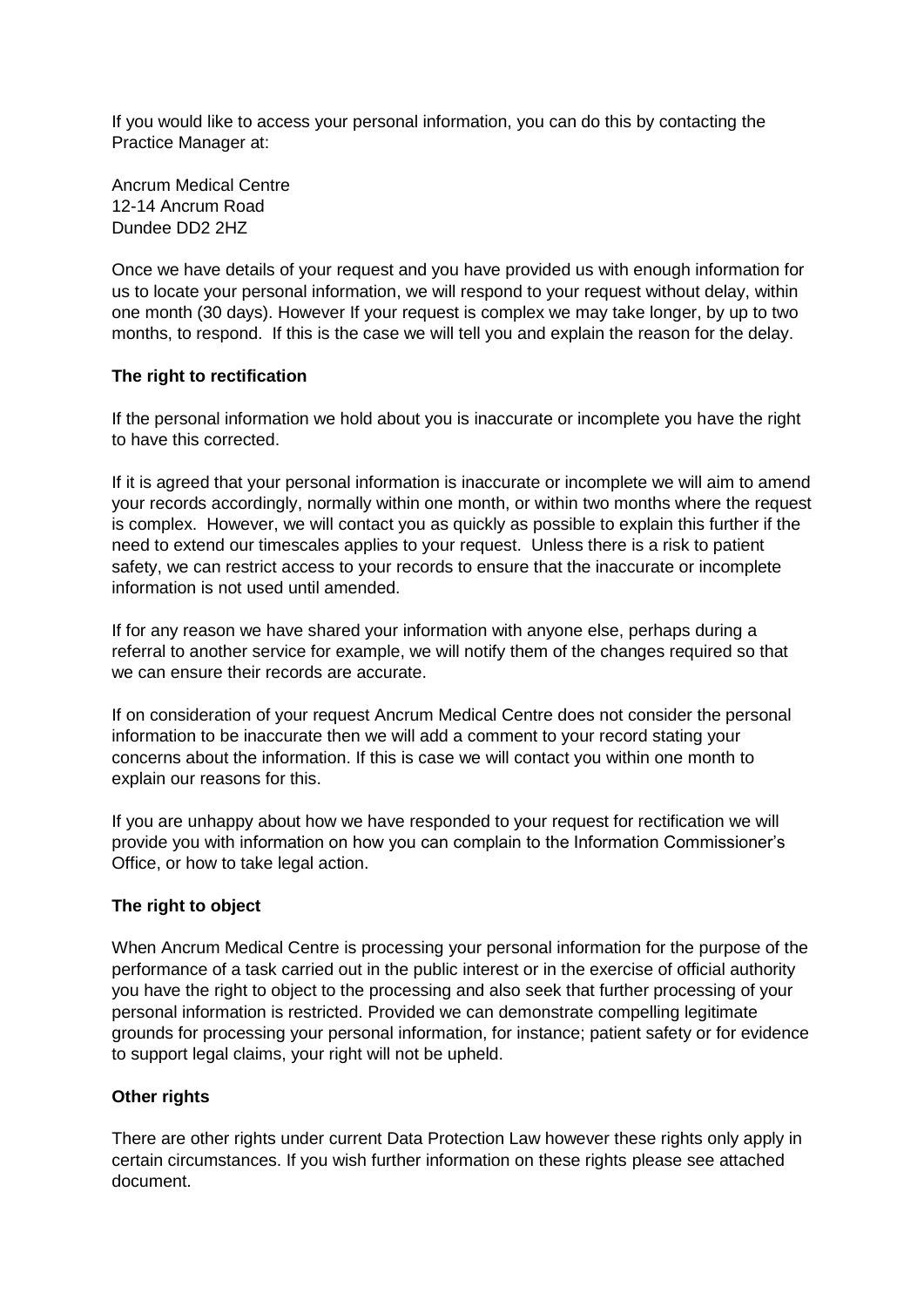If you would like to access your personal information, you can do this by contacting the Practice Manager at:

Ancrum Medical Centre
12-14 Ancrum Road
Dundee DD2 2HZ

Once we have details of your request and you have provided us with enough information for us to locate your personal information, we will respond to your request without delay, within one month (30 days). However If your request is complex we may take longer, by up to two months, to respond. If this is the case we will tell you and explain the reason for the delay.

**The right to rectification**

If the personal information we hold about you is inaccurate or incomplete you have the right to have this corrected.

If it is agreed that your personal information is inaccurate or incomplete we will aim to amend your records accordingly, normally within one month, or within two months where the request is complex. However, we will contact you as quickly as possible to explain this further if the need to extend our timescales applies to your request. Unless there is a risk to patient safety, we can restrict access to your records to ensure that the inaccurate or incomplete information is not used until amended.

If for any reason we have shared your information with anyone else, perhaps during a referral to another service for example, we will notify them of the changes required so that we can ensure their records are accurate.

If on consideration of your request Ancrum Medical Centre does not consider the personal information to be inaccurate then we will add a comment to your record stating your concerns about the information. If this is case we will contact you within one month to explain our reasons for this.

If you are unhappy about how we have responded to your request for rectification we will provide you with information on how you can complain to the Information Commissioner's Office, or how to take legal action.

**The right to object**

When Ancrum Medical Centre is processing your personal information for the purpose of the performance of a task carried out in the public interest or in the exercise of official authority you have the right to object to the processing and also seek that further processing of your personal information is restricted. Provided we can demonstrate compelling legitimate grounds for processing your personal information, for instance; patient safety or for evidence to support legal claims, your right will not be upheld.

**Other rights**

There are other rights under current Data Protection Law however these rights only apply in certain circumstances. If you wish further information on these rights please see attached document.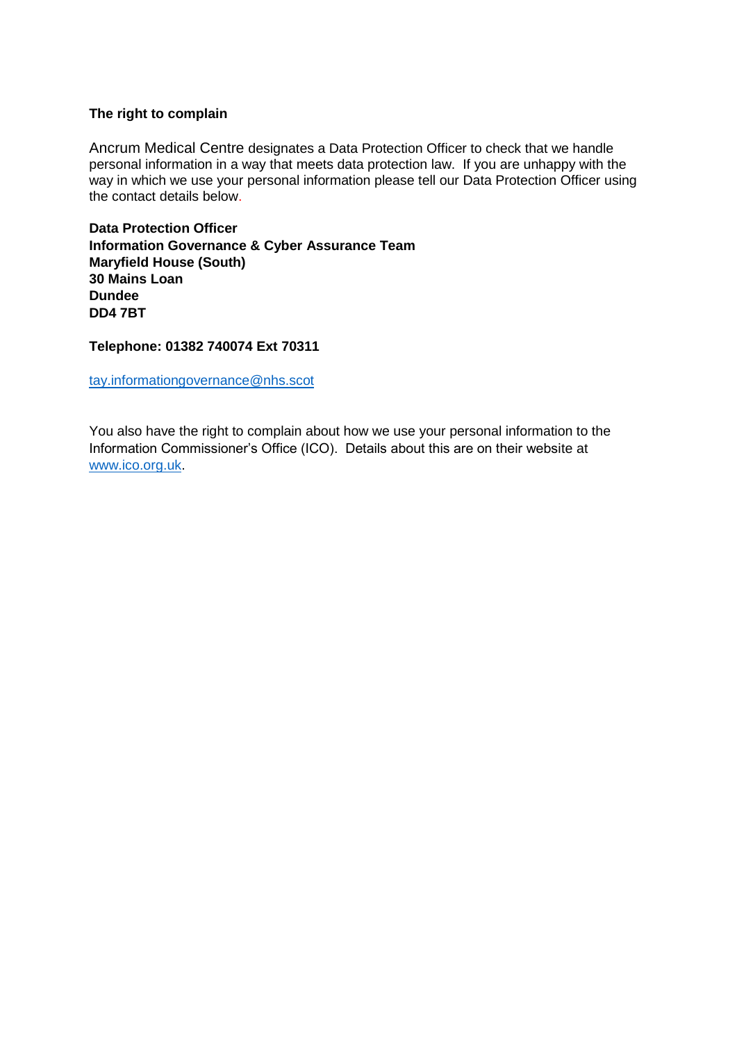**The right to complain**

Ancrum Medical Centre designates a Data Protection Officer to check that we handle personal information in a way that meets data protection law. If you are unhappy with the way in which we use your personal information please tell our Data Protection Officer using the contact details below.

**Data Protection Officer**
**Information Governance & Cyber Assurance Team**
**Maryfield House (South)**
**30 Mains Loan**
**Dundee**
**DD4 7BT**

**Telephone: 01382 740074 Ext 70311**

tay.informationgovernance@nhs.scot

You also have the right to complain about how we use your personal information to the Information Commissioner's Office (ICO). Details about this are on their website at www.ico.org.uk.